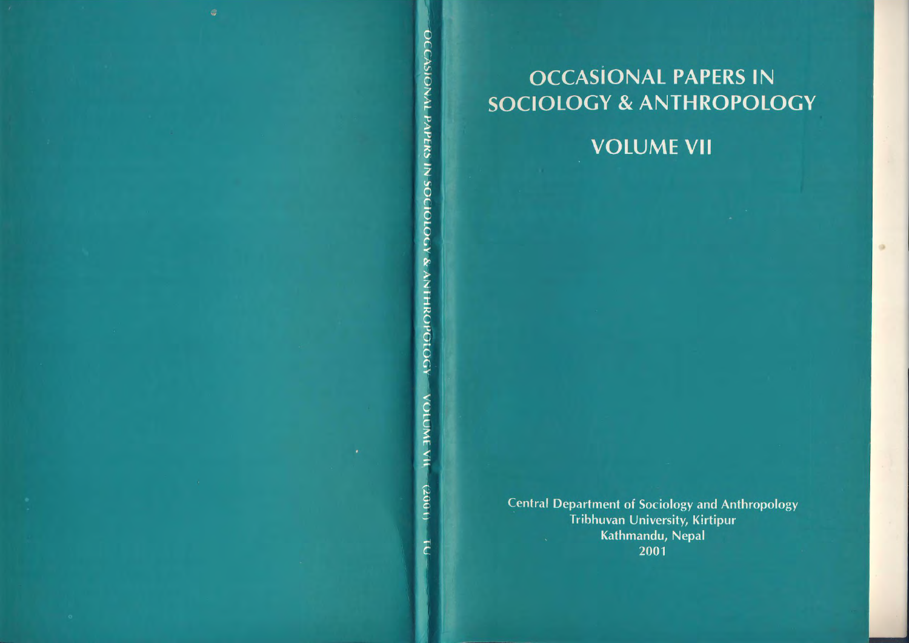# OCCASIONAL PAPERS IN SOCIOLOGY & ANTHROPOLOGY

## VOLUME VII

Central Department of Sociology and Anthropology
Tribhuvan University, Kirtipur
Kathmandu, Nepal
2001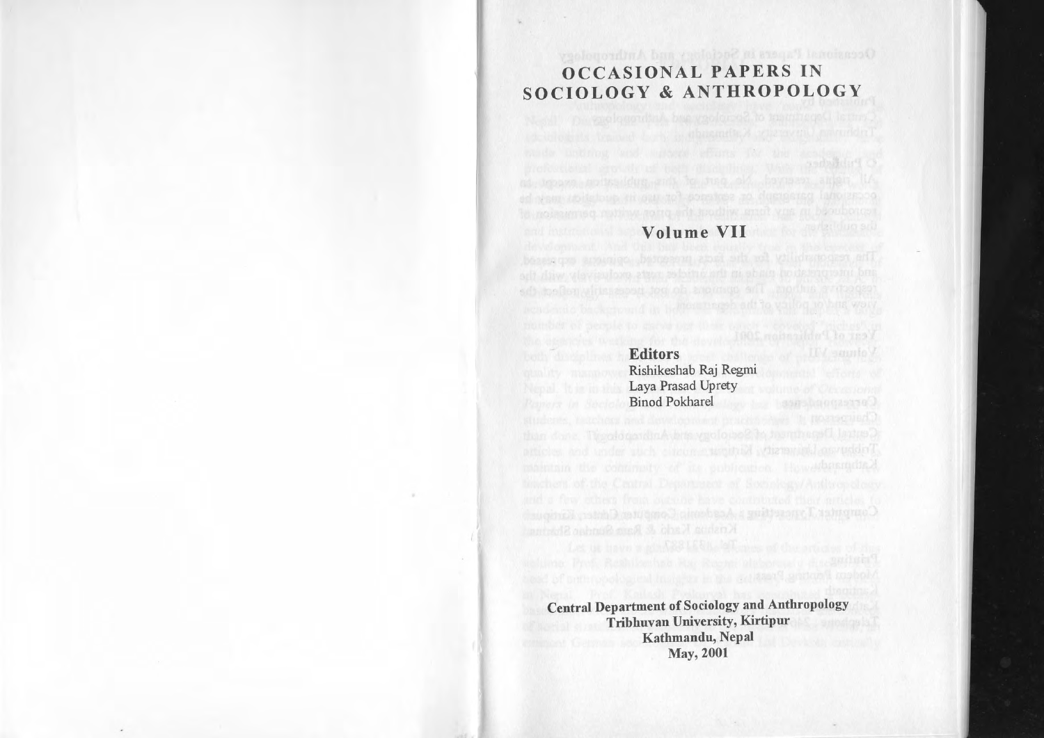# OCCASIONAL PAPERS IN SOCIOLOGY & ANTHROPOLOGY

## Volume VII

**Editors**

Rishikeshab Raj Regmi

Laya Prasad Uprety

Binod Pokharel

**Central Department of Sociology and Anthropology**

**Tribhuvan University, Kirtipur**

**Kathmandu, Nepal**

**May, 2001**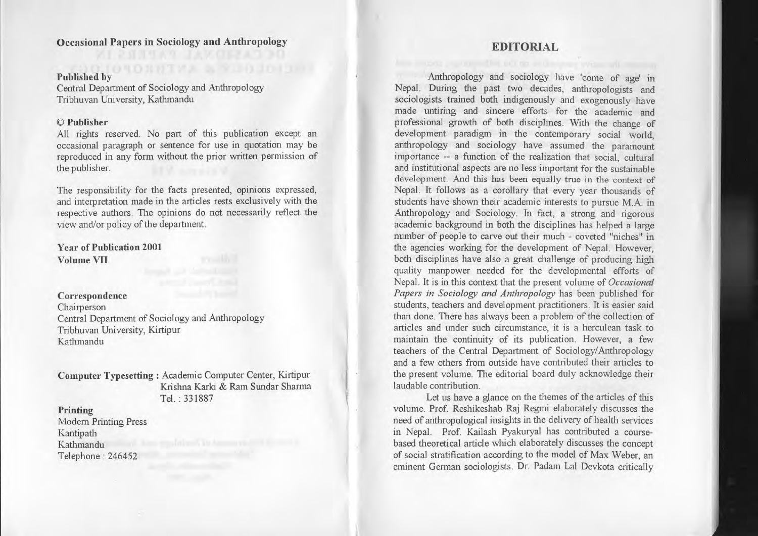**Occasional Papers in Sociology and Anthropology**

**Published by**
Central Department of Sociology and Anthropology
Tribhuvan University, Kathmandu

**© Publisher**
All rights reserved. No part of this publication except an occasional paragraph or sentence for use in quotation may be reproduced in any form without the prior written permission of the publisher.

The responsibility for the facts presented, opinions expressed, and interpretation made in the articles rests exclusively with the respective authors. The opinions do not necessarily reflect the view and/or policy of the department.

**Year of Publication 2001**
**Volume VII**

**Correspondence**
Chairperson
Central Department of Sociology and Anthropology
Tribhuvan University, Kirtipur
Kathmandu

**Computer Typesetting :** Academic Computer Center, Kirtipur
Krishna Karki & Ram Sundar Sharma
Tel. : 331887

**Printing**
Modern Printing Press
Kantipath
Kathmandu
Telephone : 246452

## EDITORIAL

Anthropology and sociology have 'come of age' in Nepal. During the past two decades, anthropologists and sociologists trained both indigenously and exogenously have made untiring and sincere efforts for the academic and professional growth of both disciplines. With the change of development paradigm in the contemporary social world, anthropology and sociology have assumed the paramount importance -- a function of the realization that social, cultural and institutional aspects are no less important for the sustainable development. And this has been equally true in the context of Nepal. It follows as a corollary that every year thousands of students have shown their academic interests to pursue M.A. in Anthropology and Sociology. In fact, a strong and rigorous academic background in both the disciplines has helped a large number of people to carve out their much - coveted "niches" in the agencies working for the development of Nepal. However, both disciplines have also a great challenge of producing high quality manpower needed for the developmental efforts of Nepal. It is in this context that the present volume of *Occasional Papers in Sociology and Anthropology* has been published for students, teachers and development practitioners. It is easier said than done. There has always been a problem of the collection of articles and under such circumstance, it is a herculean task to maintain the continuity of its publication. However, a few teachers of the Central Department of Sociology/Anthropology and a few others from outside have contributed their articles to the present volume. The editorial board duly acknowledge their laudable contribution.

Let us have a glance on the themes of the articles of this volume. Prof. Reshikeshab Raj Regmi elaborately discusses the need of anthropological insights in the delivery of health services in Nepal. Prof. Kailash Pyakuryal has contributed a course-based theoretical article which elaborately discusses the concept of social stratification according to the model of Max Weber, an eminent German sociologists. Dr. Padam Lal Devkota critically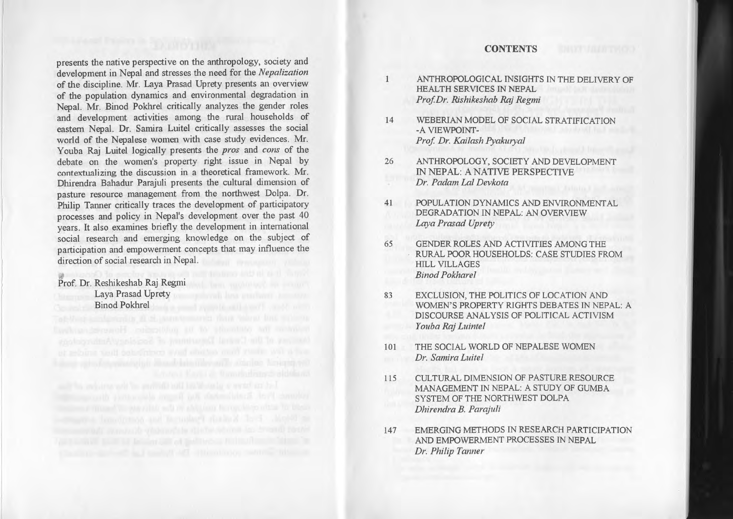presents the native perspective on the anthropology, society and development in Nepal and stresses the need for the *Nepalization* of the discipline. Mr. Laya Prasad Uprety presents an overview of the population dynamics and environmental degradation in Nepal. Mr. Binod Pokhrel critically analyzes the gender roles and development activities among the rural households of eastern Nepal. Dr. Samira Luitel critically assesses the social world of the Nepalese women with case study evidences. Mr. Youba Raj Luitel logically presents the *pros* and *cons* of the debate on the women's property right issue in Nepal by contextualizing the discussion in a theoretical framework. Mr. Dhirendra Bahadur Parajuli presents the cultural dimension of pasture resource management from the northwest Dolpa. Dr. Philip Tanner critically traces the development of participatory processes and policy in Nepal's development over the past 40 years. It also examines briefly the development in international social research and emerging knowledge on the subject of participation and empowerment concepts that may influence the direction of social research in Nepal.

Prof. Dr. Reshikeshab Raj Regmi
Laya Prasad Uprety
Binod Pokhrel

## CONTENTS

1 ANTHROPOLOGICAL INSIGHTS IN THE DELIVERY OF HEALTH SERVICES IN NEPAL
*Prof.Dr. Rishikeshab Raj Regmi*

14 WEBERIAN MODEL OF SOCIAL STRATIFICATION -A VIEWPOINT-
*Prof. Dr. Kailash Pyakuryal*

26 ANTHROPOLOGY, SOCIETY AND DEVELOPMENT IN NEPAL: A NATIVE PERSPECTIVE
*Dr. Padam Lal Devkota*

41 POPULATION DYNAMICS AND ENVIRONMENTAL DEGRADATION IN NEPAL: AN OVERVIEW
*Laya Prasad Uprety*

65 GENDER ROLES AND ACTIVITIES AMONG THE RURAL POOR HOUSEHOLDS: CASE STUDIES FROM HILL VILLAGES
*Binod Pokharel*

83 EXCLUSION, THE POLITICS OF LOCATION AND WOMEN'S PROPERTY RIGHTS DEBATES IN NEPAL: A DISCOURSE ANALYSIS OF POLITICAL ACTIVISM
*Youba Raj Luintel*

101 THE SOCIAL WORLD OF NEPALESE WOMEN
*Dr. Samira Luitel*

115 CULTURAL DIMENSION OF PASTURE RESOURCE MANAGEMENT IN NEPAL: A STUDY OF GUMBA SYSTEM OF THE NORTHWEST DOLPA
*Dhirendra B. Parajuli*

147 EMERGING METHODS IN RESEARCH PARTICIPATION AND EMPOWERMENT PROCESSES IN NEPAL
*Dr. Philip Tanner*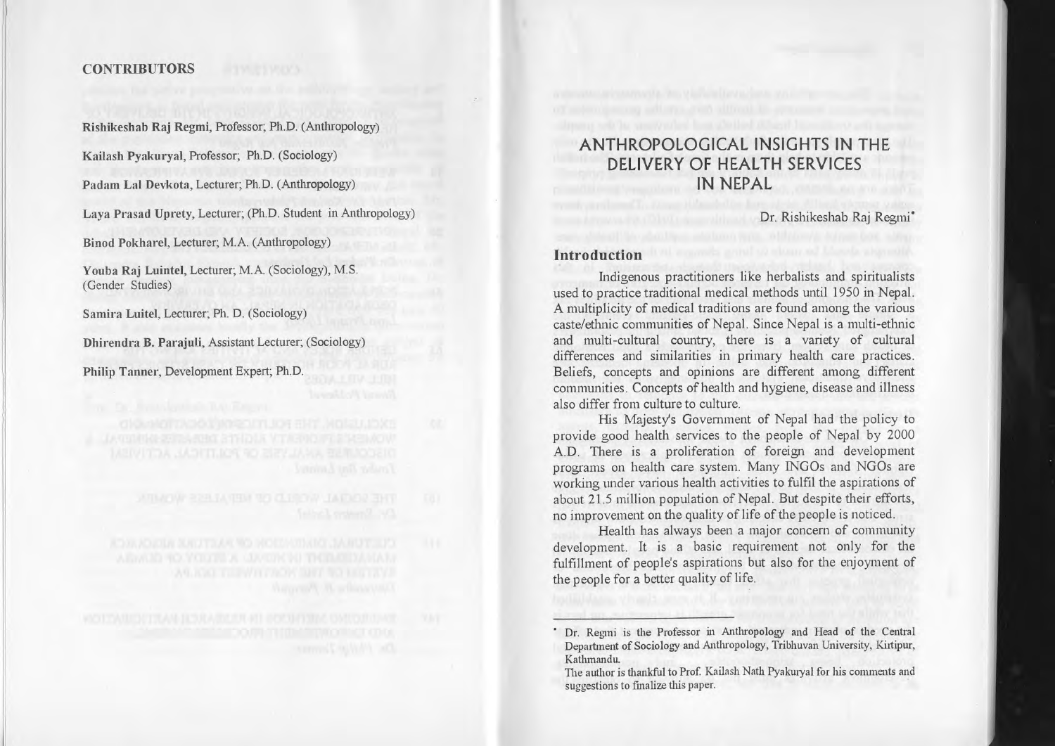## CONTRIBUTORS

**Rishikeshab Raj Regmi**, Professor; Ph.D. (Anthropology)

**Kailash Pyakuryal**, Professor; Ph.D. (Sociology)

**Padam Lal Devkota**, Lecturer; Ph.D. (Anthropology)

**Laya Prasad Uprety**, Lecturer; (Ph.D. Student in Anthropology)

**Binod Pokharel**, Lecturer; M.A. (Anthropology)

**Youba Raj Luintel**, Lecturer; M.A. (Sociology), M.S. (Gender Studies)

**Samira Luitel**, Lecturer; Ph. D. (Sociology)

**Dhirendra B. Parajuli**, Assistant Lecturer; (Sociology)

**Philip Tanner**, Development Expert; Ph.D.

# ANTHROPOLOGICAL INSIGHTS IN THE DELIVERY OF HEALTH SERVICES IN NEPAL

Dr. Rishikeshab Raj Regmi*

## Introduction

Indigenous practitioners like herbalists and spiritualists used to practice traditional medical methods until 1950 in Nepal. A multiplicity of medical traditions are found among the various caste/ethnic communities of Nepal. Since Nepal is a multi-ethnic and multi-cultural country, there is a variety of cultural differences and similarities in primary health care practices. Beliefs, concepts and opinions are different among different communities. Concepts of health and hygiene, disease and illness also differ from culture to culture.

His Majesty's Government of Nepal had the policy to provide good health services to the people of Nepal by 2000 A.D. There is a proliferation of foreign and development programs on health care system. Many INGOs and NGOs are working under various health activities to fulfil the aspirations of about 21.5 million population of Nepal. But despite their efforts, no improvement on the quality of life of the people is noticed.

Health has always been a major concern of community development. It is a basic requirement not only for the fulfillment of people's aspirations but also for the enjoyment of the people for a better quality of life.

* Dr. Regmi is the Professor in Anthropology and Head of the Central Department of Sociology and Anthropology, Tribhuvan University, Kirtipur, Kathmandu.
The author is thankful to Prof. Kailash Nath Pyakuryal for his comments and suggestions to finalize this paper.